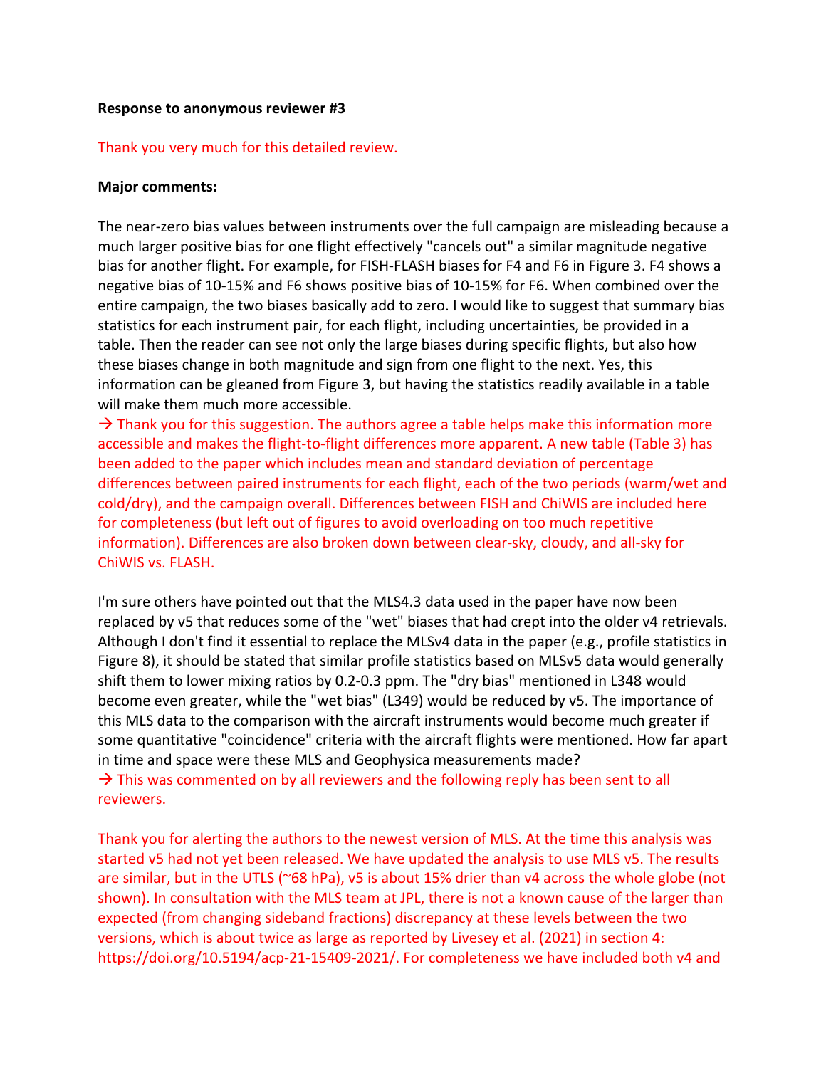**Response to anonymous reviewer #3**

Thank you very much for this detailed review.

**Major comments:**

The near-zero bias values between instruments over the full campaign are misleading because a much larger positive bias for one flight effectively "cancels out" a similar magnitude negative bias for another flight. For example, for FISH-FLASH biases for F4 and F6 in Figure 3. F4 shows a negative bias of 10-15% and F6 shows positive bias of 10-15% for F6. When combined over the entire campaign, the two biases basically add to zero. I would like to suggest that summary bias statistics for each instrument pair, for each flight, including uncertainties, be provided in a table. Then the reader can see not only the large biases during specific flights, but also how these biases change in both magnitude and sign from one flight to the next. Yes, this information can be gleaned from Figure 3, but having the statistics readily available in a table will make them much more accessible.

→ Thank you for this suggestion. The authors agree a table helps make this information more accessible and makes the flight-to-flight differences more apparent. A new table (Table 3) has been added to the paper which includes mean and standard deviation of percentage differences between paired instruments for each flight, each of the two periods (warm/wet and cold/dry), and the campaign overall. Differences between FISH and ChiWIS are included here for completeness (but left out of figures to avoid overloading on too much repetitive information). Differences are also broken down between clear-sky, cloudy, and all-sky for ChiWIS vs. FLASH.

I'm sure others have pointed out that the MLS4.3 data used in the paper have now been replaced by v5 that reduces some of the "wet" biases that had crept into the older v4 retrievals. Although I don't find it essential to replace the MLSv4 data in the paper (e.g., profile statistics in Figure 8), it should be stated that similar profile statistics based on MLSv5 data would generally shift them to lower mixing ratios by 0.2-0.3 ppm. The "dry bias" mentioned in L348 would become even greater, while the "wet bias" (L349) would be reduced by v5. The importance of this MLS data to the comparison with the aircraft instruments would become much greater if some quantitative "coincidence" criteria with the aircraft flights were mentioned. How far apart in time and space were these MLS and Geophysica measurements made?

→ This was commented on by all reviewers and the following reply has been sent to all reviewers.

Thank you for alerting the authors to the newest version of MLS. At the time this analysis was started v5 had not yet been released. We have updated the analysis to use MLS v5. The results are similar, but in the UTLS (~68 hPa), v5 is about 15% drier than v4 across the whole globe (not shown). In consultation with the MLS team at JPL, there is not a known cause of the larger than expected (from changing sideband fractions) discrepancy at these levels between the two versions, which is about twice as large as reported by Livesey et al. (2021) in section 4: https://doi.org/10.5194/acp-21-15409-2021/. For completeness we have included both v4 and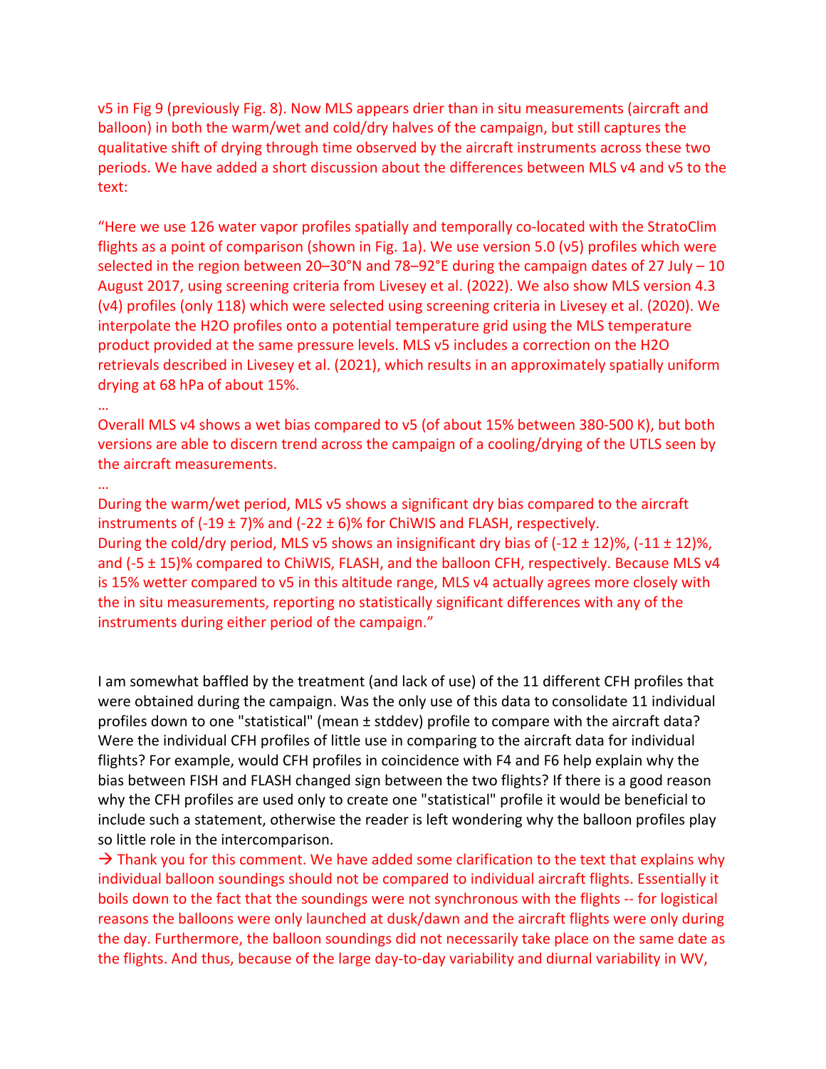v5 in Fig 9 (previously Fig. 8). Now MLS appears drier than in situ measurements (aircraft and balloon) in both the warm/wet and cold/dry halves of the campaign, but still captures the qualitative shift of drying through time observed by the aircraft instruments across these two periods. We have added a short discussion about the differences between MLS v4 and v5 to the text:

"Here we use 126 water vapor profiles spatially and temporally co-located with the StratoClim flights as a point of comparison (shown in Fig. 1a). We use version 5.0 (v5) profiles which were selected in the region between 20–30°N and 78–92°E during the campaign dates of 27 July – 10 August 2017, using screening criteria from Livesey et al. (2022). We also show MLS version 4.3 (v4) profiles (only 118) which were selected using screening criteria in Livesey et al. (2020). We interpolate the H2O profiles onto a potential temperature grid using the MLS temperature product provided at the same pressure levels. MLS v5 includes a correction on the H2O retrievals described in Livesey et al. (2021), which results in an approximately spatially uniform drying at 68 hPa of about 15%.

…

Overall MLS v4 shows a wet bias compared to v5 (of about 15% between 380-500 K), but both versions are able to discern trend across the campaign of a cooling/drying of the UTLS seen by the aircraft measurements.

…

During the warm/wet period, MLS v5 shows a significant dry bias compared to the aircraft instruments of (-19 ± 7)% and (-22 ± 6)% for ChiWIS and FLASH, respectively.

During the cold/dry period, MLS v5 shows an insignificant dry bias of (-12 ± 12)%, (-11 ± 12)%, and (-5 ± 15)% compared to ChiWIS, FLASH, and the balloon CFH, respectively. Because MLS v4 is 15% wetter compared to v5 in this altitude range, MLS v4 actually agrees more closely with the in situ measurements, reporting no statistically significant differences with any of the instruments during either period of the campaign."

I am somewhat baffled by the treatment (and lack of use) of the 11 different CFH profiles that were obtained during the campaign. Was the only use of this data to consolidate 11 individual profiles down to one "statistical" (mean ± stddev) profile to compare with the aircraft data? Were the individual CFH profiles of little use in comparing to the aircraft data for individual flights? For example, would CFH profiles in coincidence with F4 and F6 help explain why the bias between FISH and FLASH changed sign between the two flights? If there is a good reason why the CFH profiles are used only to create one "statistical" profile it would be beneficial to include such a statement, otherwise the reader is left wondering why the balloon profiles play so little role in the intercomparison.

→ Thank you for this comment. We have added some clarification to the text that explains why individual balloon soundings should not be compared to individual aircraft flights. Essentially it boils down to the fact that the soundings were not synchronous with the flights -- for logistical reasons the balloons were only launched at dusk/dawn and the aircraft flights were only during the day. Furthermore, the balloon soundings did not necessarily take place on the same date as the flights. And thus, because of the large day-to-day variability and diurnal variability in WV,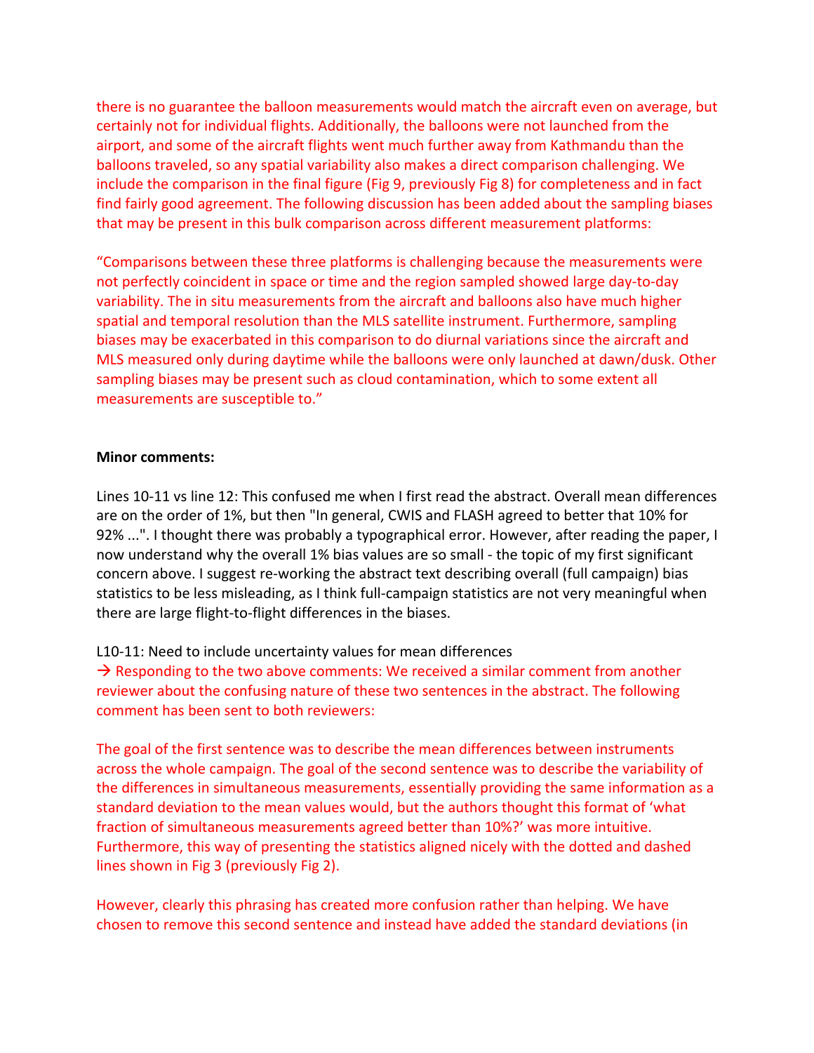there is no guarantee the balloon measurements would match the aircraft even on average, but certainly not for individual flights. Additionally, the balloons were not launched from the airport, and some of the aircraft flights went much further away from Kathmandu than the balloons traveled, so any spatial variability also makes a direct comparison challenging. We include the comparison in the final figure (Fig 9, previously Fig 8) for completeness and in fact find fairly good agreement. The following discussion has been added about the sampling biases that may be present in this bulk comparison across different measurement platforms:

"Comparisons between these three platforms is challenging because the measurements were not perfectly coincident in space or time and the region sampled showed large day-to-day variability. The in situ measurements from the aircraft and balloons also have much higher spatial and temporal resolution than the MLS satellite instrument. Furthermore, sampling biases may be exacerbated in this comparison to do diurnal variations since the aircraft and MLS measured only during daytime while the balloons were only launched at dawn/dusk. Other sampling biases may be present such as cloud contamination, which to some extent all measurements are susceptible to."

**Minor comments:**

Lines 10-11 vs line 12: This confused me when I first read the abstract. Overall mean differences are on the order of 1%, but then "In general, CWIS and FLASH agreed to better that 10% for 92% ...". I thought there was probably a typographical error. However, after reading the paper, I now understand why the overall 1% bias values are so small - the topic of my first significant concern above. I suggest re-working the abstract text describing overall (full campaign) bias statistics to be less misleading, as I think full-campaign statistics are not very meaningful when there are large flight-to-flight differences in the biases.

L10-11: Need to include uncertainty values for mean differences

→ Responding to the two above comments: We received a similar comment from another reviewer about the confusing nature of these two sentences in the abstract. The following comment has been sent to both reviewers:

The goal of the first sentence was to describe the mean differences between instruments across the whole campaign. The goal of the second sentence was to describe the variability of the differences in simultaneous measurements, essentially providing the same information as a standard deviation to the mean values would, but the authors thought this format of 'what fraction of simultaneous measurements agreed better than 10%?' was more intuitive. Furthermore, this way of presenting the statistics aligned nicely with the dotted and dashed lines shown in Fig 3 (previously Fig 2).

However, clearly this phrasing has created more confusion rather than helping. We have chosen to remove this second sentence and instead have added the standard deviations (in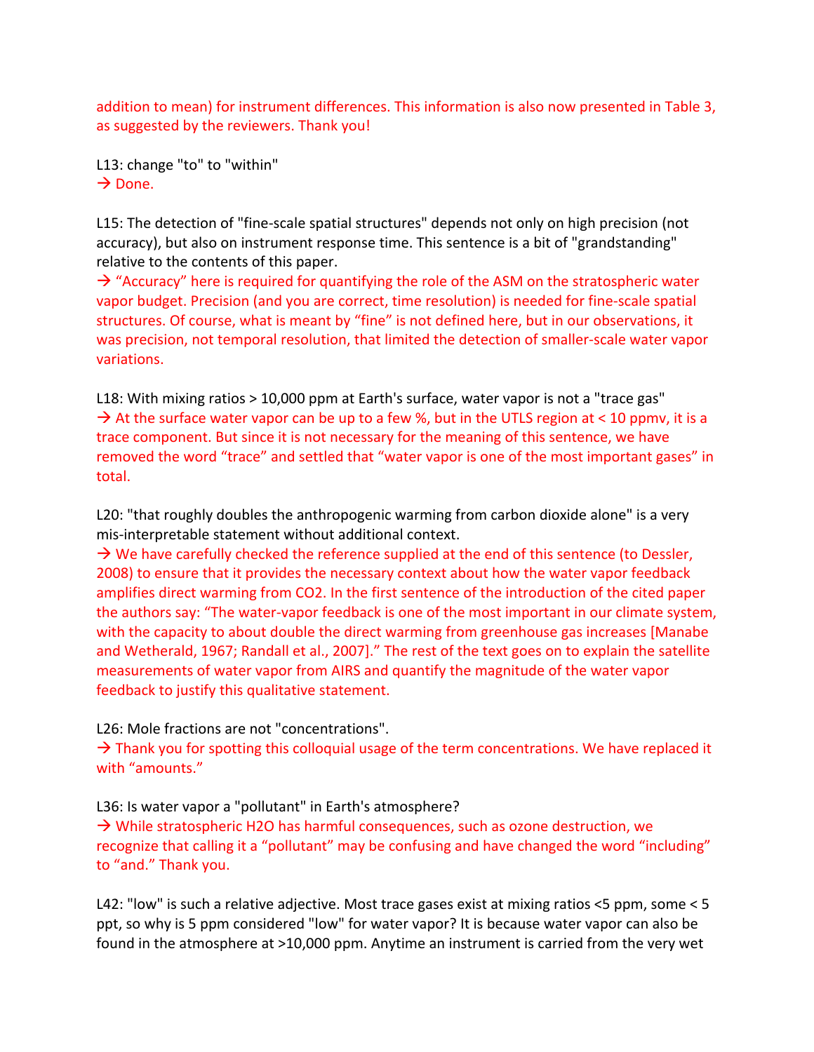addition to mean) for instrument differences. This information is also now presented in Table 3, as suggested by the reviewers. Thank you!

L13: change "to" to "within"
→ Done.

L15: The detection of "fine-scale spatial structures" depends not only on high precision (not accuracy), but also on instrument response time. This sentence is a bit of "grandstanding" relative to the contents of this paper.
→ "Accuracy" here is required for quantifying the role of the ASM on the stratospheric water vapor budget. Precision (and you are correct, time resolution) is needed for fine-scale spatial structures. Of course, what is meant by "fine" is not defined here, but in our observations, it was precision, not temporal resolution, that limited the detection of smaller-scale water vapor variations.

L18: With mixing ratios > 10,000 ppm at Earth's surface, water vapor is not a "trace gas"
→ At the surface water vapor can be up to a few %, but in the UTLS region at < 10 ppmv, it is a trace component. But since it is not necessary for the meaning of this sentence, we have removed the word "trace" and settled that "water vapor is one of the most important gases" in total.

L20: "that roughly doubles the anthropogenic warming from carbon dioxide alone" is a very mis-interpretable statement without additional context.
→ We have carefully checked the reference supplied at the end of this sentence (to Dessler, 2008) to ensure that it provides the necessary context about how the water vapor feedback amplifies direct warming from CO2. In the first sentence of the introduction of the cited paper the authors say: "The water-vapor feedback is one of the most important in our climate system, with the capacity to about double the direct warming from greenhouse gas increases [Manabe and Wetherald, 1967; Randall et al., 2007]." The rest of the text goes on to explain the satellite measurements of water vapor from AIRS and quantify the magnitude of the water vapor feedback to justify this qualitative statement.

L26: Mole fractions are not "concentrations".
→ Thank you for spotting this colloquial usage of the term concentrations. We have replaced it with "amounts."

L36: Is water vapor a "pollutant" in Earth's atmosphere?
→ While stratospheric H2O has harmful consequences, such as ozone destruction, we recognize that calling it a "pollutant" may be confusing and have changed the word "including" to "and." Thank you.

L42: "low" is such a relative adjective. Most trace gases exist at mixing ratios <5 ppm, some < 5 ppt, so why is 5 ppm considered "low" for water vapor? It is because water vapor can also be found in the atmosphere at >10,000 ppm. Anytime an instrument is carried from the very wet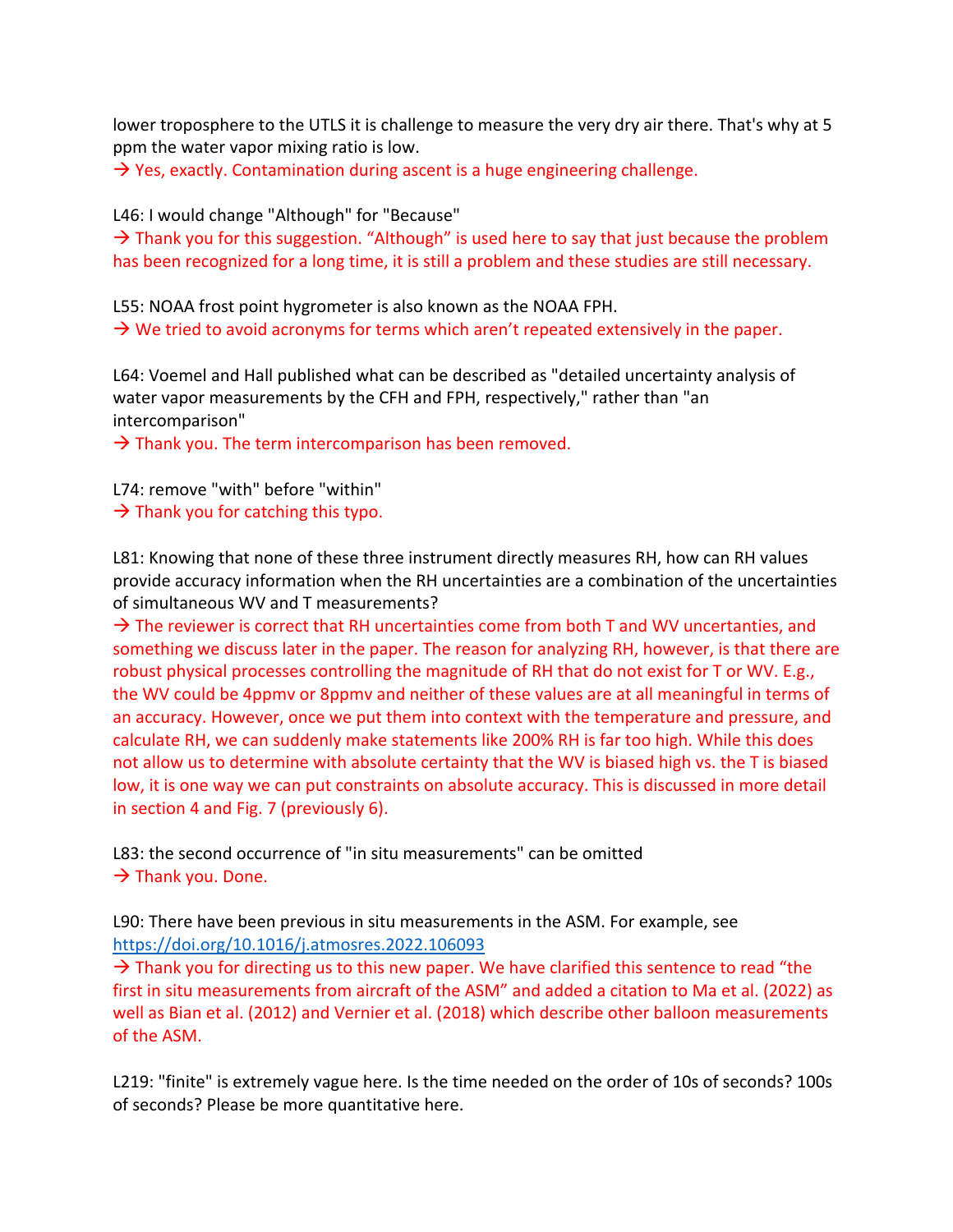lower troposphere to the UTLS it is challenge to measure the very dry air there. That's why at 5 ppm the water vapor mixing ratio is low.

→ Yes, exactly. Contamination during ascent is a huge engineering challenge.

L46: I would change "Although" for "Because"

→ Thank you for this suggestion. “Although” is used here to say that just because the problem has been recognized for a long time, it is still a problem and these studies are still necessary.

L55: NOAA frost point hygrometer is also known as the NOAA FPH.

→ We tried to avoid acronyms for terms which aren’t repeated extensively in the paper.

L64: Voemel and Hall published what can be described as "detailed uncertainty analysis of water vapor measurements by the CFH and FPH, respectively," rather than "an intercomparison"

→ Thank you. The term intercomparison has been removed.

L74: remove "with" before "within"

→ Thank you for catching this typo.

L81: Knowing that none of these three instrument directly measures RH, how can RH values provide accuracy information when the RH uncertainties are a combination of the uncertainties of simultaneous WV and T measurements?

→ The reviewer is correct that RH uncertainties come from both T and WV uncertanties, and something we discuss later in the paper. The reason for analyzing RH, however, is that there are robust physical processes controlling the magnitude of RH that do not exist for T or WV. E.g., the WV could be 4ppmv or 8ppmv and neither of these values are at all meaningful in terms of an accuracy. However, once we put them into context with the temperature and pressure, and calculate RH, we can suddenly make statements like 200% RH is far too high. While this does not allow us to determine with absolute certainty that the WV is biased high vs. the T is biased low, it is one way we can put constraints on absolute accuracy. This is discussed in more detail in section 4 and Fig. 7 (previously 6).

L83: the second occurrence of "in situ measurements" can be omitted

→ Thank you. Done.

L90: There have been previous in situ measurements in the ASM. For example, see https://doi.org/10.1016/j.atmosres.2022.106093

→ Thank you for directing us to this new paper. We have clarified this sentence to read “the first in situ measurements from aircraft of the ASM” and added a citation to Ma et al. (2022) as well as Bian et al. (2012) and Vernier et al. (2018) which describe other balloon measurements of the ASM.

L219: "finite" is extremely vague here. Is the time needed on the order of 10s of seconds? 100s of seconds? Please be more quantitative here.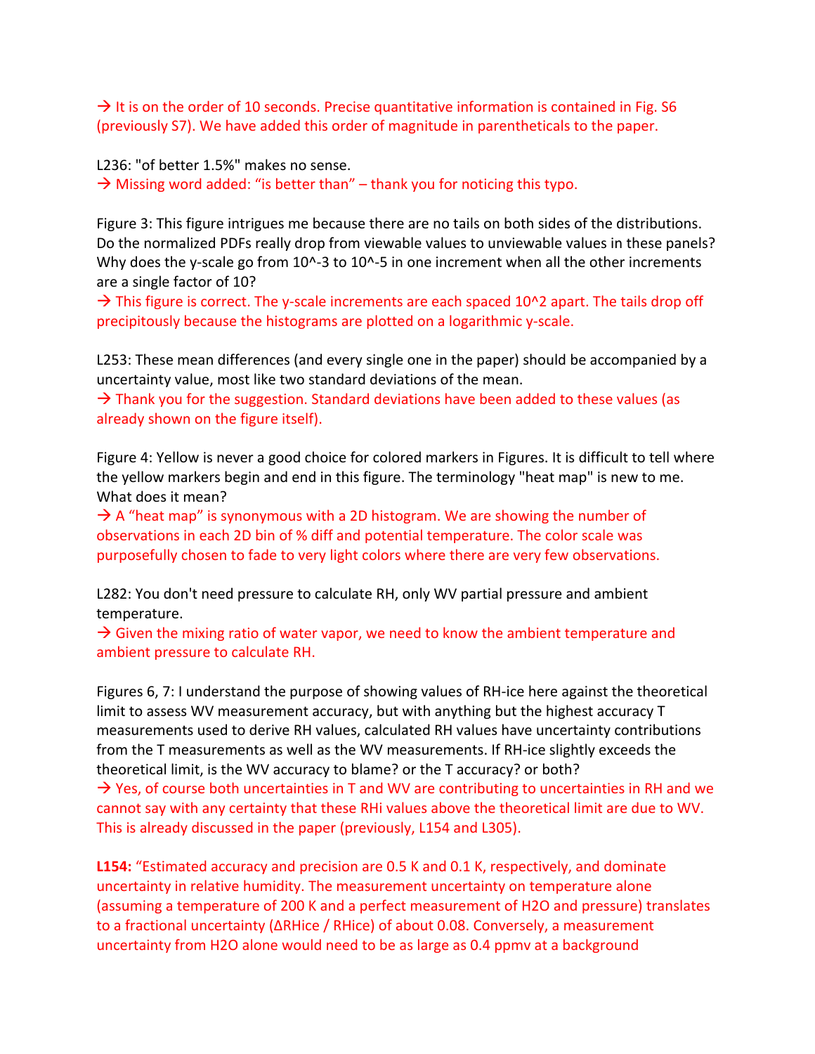→ It is on the order of 10 seconds. Precise quantitative information is contained in Fig. S6 (previously S7). We have added this order of magnitude in parentheticals to the paper.

L236: "of better 1.5%" makes no sense.

→ Missing word added: "is better than" – thank you for noticing this typo.

Figure 3: This figure intrigues me because there are no tails on both sides of the distributions. Do the normalized PDFs really drop from viewable values to unviewable values in these panels? Why does the y-scale go from 10^-3 to 10^-5 in one increment when all the other increments are a single factor of 10?

→ This figure is correct. The y-scale increments are each spaced 10^2 apart. The tails drop off precipitously because the histograms are plotted on a logarithmic y-scale.

L253: These mean differences (and every single one in the paper) should be accompanied by a uncertainty value, most like two standard deviations of the mean.

→ Thank you for the suggestion. Standard deviations have been added to these values (as already shown on the figure itself).

Figure 4: Yellow is never a good choice for colored markers in Figures. It is difficult to tell where the yellow markers begin and end in this figure. The terminology "heat map" is new to me. What does it mean?

→ A "heat map" is synonymous with a 2D histogram. We are showing the number of observations in each 2D bin of % diff and potential temperature. The color scale was purposefully chosen to fade to very light colors where there are very few observations.

L282: You don't need pressure to calculate RH, only WV partial pressure and ambient temperature.

→ Given the mixing ratio of water vapor, we need to know the ambient temperature and ambient pressure to calculate RH.

Figures 6, 7: I understand the purpose of showing values of RH-ice here against the theoretical limit to assess WV measurement accuracy, but with anything but the highest accuracy T measurements used to derive RH values, calculated RH values have uncertainty contributions from the T measurements as well as the WV measurements. If RH-ice slightly exceeds the theoretical limit, is the WV accuracy to blame? or the T accuracy? or both?

→ Yes, of course both uncertainties in T and WV are contributing to uncertainties in RH and we cannot say with any certainty that these RHi values above the theoretical limit are due to WV. This is already discussed in the paper (previously, L154 and L305).

**L154:** "Estimated accuracy and precision are 0.5 K and 0.1 K, respectively, and dominate uncertainty in relative humidity. The measurement uncertainty on temperature alone (assuming a temperature of 200 K and a perfect measurement of H2O and pressure) translates to a fractional uncertainty (ΔRHice / RHice) of about 0.08. Conversely, a measurement uncertainty from H2O alone would need to be as large as 0.4 ppmv at a background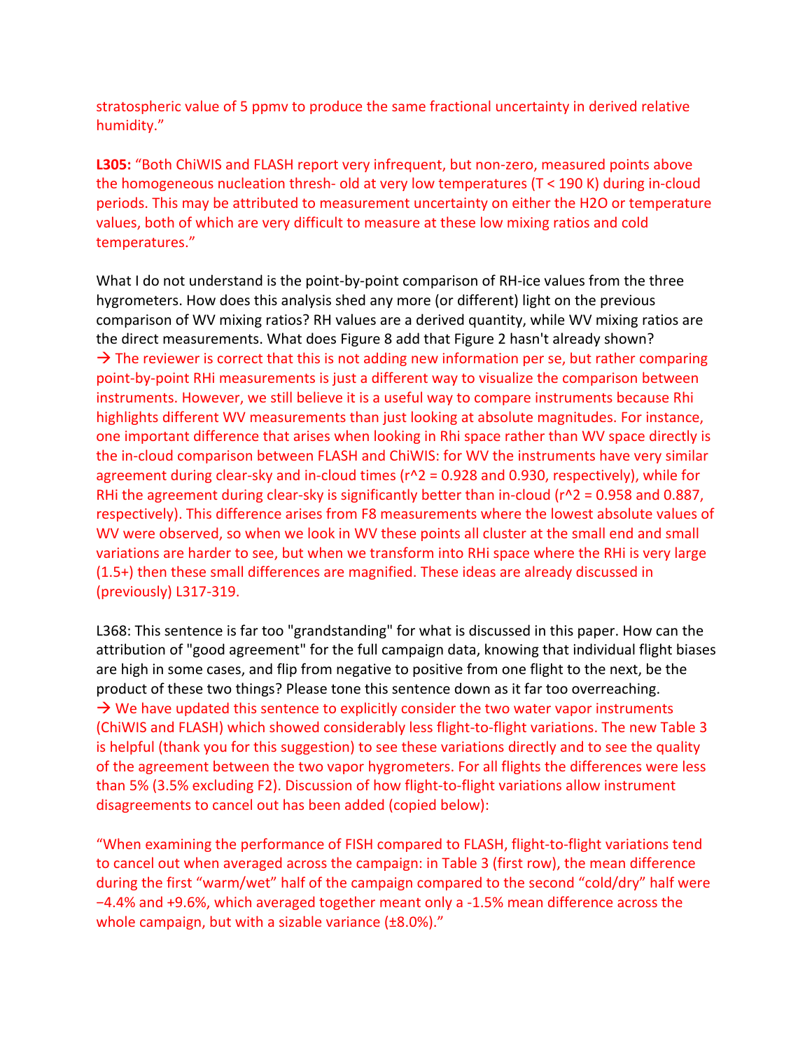stratospheric value of 5 ppmv to produce the same fractional uncertainty in derived relative humidity."

**L305:** "Both ChiWIS and FLASH report very infrequent, but non-zero, measured points above the homogeneous nucleation thresh- old at very low temperatures (T < 190 K) during in-cloud periods. This may be attributed to measurement uncertainty on either the H2O or temperature values, both of which are very difficult to measure at these low mixing ratios and cold temperatures."

What I do not understand is the point-by-point comparison of RH-ice values from the three hygrometers. How does this analysis shed any more (or different) light on the previous comparison of WV mixing ratios? RH values are a derived quantity, while WV mixing ratios are the direct measurements. What does Figure 8 add that Figure 2 hasn't already shown?
→ The reviewer is correct that this is not adding new information per se, but rather comparing point-by-point RHi measurements is just a different way to visualize the comparison between instruments. However, we still believe it is a useful way to compare instruments because Rhi highlights different WV measurements than just looking at absolute magnitudes. For instance, one important difference that arises when looking in Rhi space rather than WV space directly is the in-cloud comparison between FLASH and ChiWIS: for WV the instruments have very similar agreement during clear-sky and in-cloud times (r^2 = 0.928 and 0.930, respectively), while for RHi the agreement during clear-sky is significantly better than in-cloud (r^2 = 0.958 and 0.887, respectively). This difference arises from F8 measurements where the lowest absolute values of WV were observed, so when we look in WV these points all cluster at the small end and small variations are harder to see, but when we transform into RHi space where the RHi is very large (1.5+) then these small differences are magnified. These ideas are already discussed in (previously) L317-319.

L368: This sentence is far too "grandstanding" for what is discussed in this paper. How can the attribution of "good agreement" for the full campaign data, knowing that individual flight biases are high in some cases, and flip from negative to positive from one flight to the next, be the product of these two things? Please tone this sentence down as it far too overreaching.
→ We have updated this sentence to explicitly consider the two water vapor instruments (ChiWIS and FLASH) which showed considerably less flight-to-flight variations. The new Table 3 is helpful (thank you for this suggestion) to see these variations directly and to see the quality of the agreement between the two vapor hygrometers. For all flights the differences were less than 5% (3.5% excluding F2). Discussion of how flight-to-flight variations allow instrument disagreements to cancel out has been added (copied below):

"When examining the performance of FISH compared to FLASH, flight-to-flight variations tend to cancel out when averaged across the campaign: in Table 3 (first row), the mean difference during the first "warm/wet" half of the campaign compared to the second "cold/dry" half were −4.4% and +9.6%, which averaged together meant only a -1.5% mean difference across the whole campaign, but with a sizable variance (±8.0%)."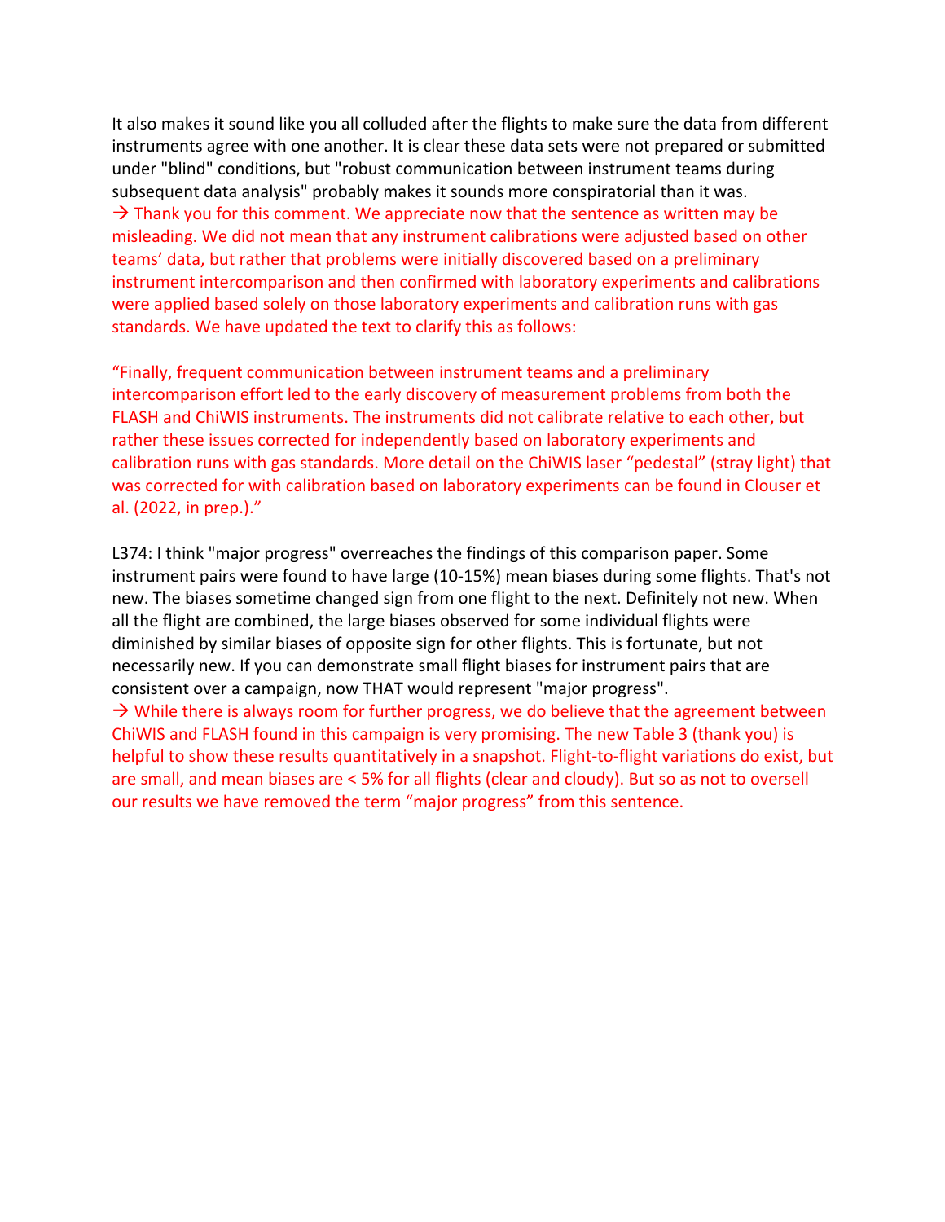It also makes it sound like you all colluded after the flights to make sure the data from different instruments agree with one another. It is clear these data sets were not prepared or submitted under "blind" conditions, but "robust communication between instrument teams during subsequent data analysis" probably makes it sounds more conspiratorial than it was.

→ Thank you for this comment. We appreciate now that the sentence as written may be misleading. We did not mean that any instrument calibrations were adjusted based on other teams' data, but rather that problems were initially discovered based on a preliminary instrument intercomparison and then confirmed with laboratory experiments and calibrations were applied based solely on those laboratory experiments and calibration runs with gas standards. We have updated the text to clarify this as follows:

"Finally, frequent communication between instrument teams and a preliminary intercomparison effort led to the early discovery of measurement problems from both the FLASH and ChiWIS instruments. The instruments did not calibrate relative to each other, but rather these issues corrected for independently based on laboratory experiments and calibration runs with gas standards. More detail on the ChiWIS laser "pedestal" (stray light) that was corrected for with calibration based on laboratory experiments can be found in Clouser et al. (2022, in prep.)."

L374: I think "major progress" overreaches the findings of this comparison paper. Some instrument pairs were found to have large (10-15%) mean biases during some flights. That's not new. The biases sometime changed sign from one flight to the next. Definitely not new. When all the flight are combined, the large biases observed for some individual flights were diminished by similar biases of opposite sign for other flights. This is fortunate, but not necessarily new. If you can demonstrate small flight biases for instrument pairs that are consistent over a campaign, now THAT would represent "major progress".

→ While there is always room for further progress, we do believe that the agreement between ChiWIS and FLASH found in this campaign is very promising. The new Table 3 (thank you) is helpful to show these results quantitatively in a snapshot. Flight-to-flight variations do exist, but are small, and mean biases are < 5% for all flights (clear and cloudy). But so as not to oversell our results we have removed the term "major progress" from this sentence.